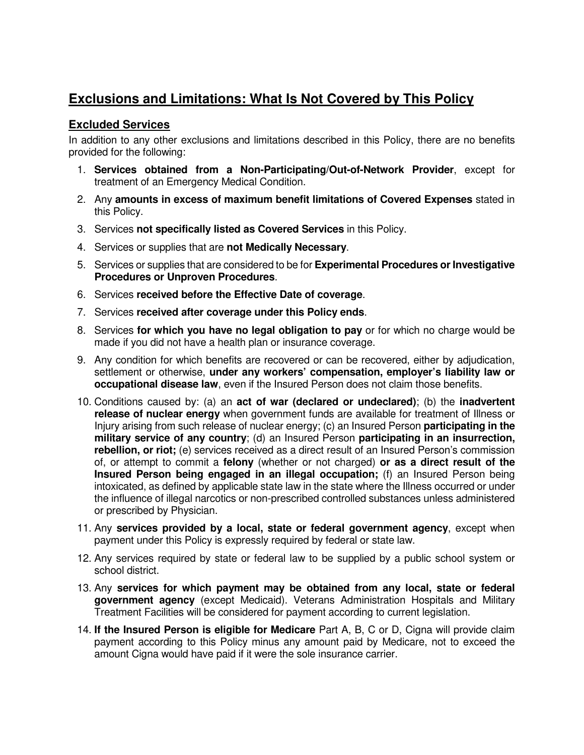# Exclusions and Limitations: What Is Not Covered by This Policy

## Excluded Services

In addition to any other exclusions and limitations described in this Policy, there are no benefits provided for the following:

1. **Services obtained from a Non-Participating/Out-of-Network Provider**, except for treatment of an Emergency Medical Condition.
2. Any **amounts in excess of maximum benefit limitations of Covered Expenses** stated in this Policy.
3. Services **not specifically listed as Covered Services** in this Policy.
4. Services or supplies that are **not Medically Necessary**.
5. Services or supplies that are considered to be for **Experimental Procedures or Investigative Procedures or Unproven Procedures**.
6. Services **received before the Effective Date of coverage**.
7. Services **received after coverage under this Policy ends**.
8. Services **for which you have no legal obligation to pay** or for which no charge would be made if you did not have a health plan or insurance coverage.
9. Any condition for which benefits are recovered or can be recovered, either by adjudication, settlement or otherwise, **under any workers' compensation, employer's liability law or occupational disease law**, even if the Insured Person does not claim those benefits.
10. Conditions caused by: (a) an **act of war (declared or undeclared)**; (b) the **inadvertent release of nuclear energy** when government funds are available for treatment of Illness or Injury arising from such release of nuclear energy; (c) an Insured Person **participating in the military service of any country**; (d) an Insured Person **participating in an insurrection, rebellion, or riot;** (e) services received as a direct result of an Insured Person's commission of, or attempt to commit a **felony** (whether or not charged) **or as a direct result of the Insured Person being engaged in an illegal occupation;** (f) an Insured Person being intoxicated, as defined by applicable state law in the state where the Illness occurred or under the influence of illegal narcotics or non-prescribed controlled substances unless administered or prescribed by Physician.
11. Any **services provided by a local, state or federal government agency**, except when payment under this Policy is expressly required by federal or state law.
12. Any services required by state or federal law to be supplied by a public school system or school district.
13. Any **services for which payment may be obtained from any local, state or federal government agency** (except Medicaid). Veterans Administration Hospitals and Military Treatment Facilities will be considered for payment according to current legislation.
14. **If the Insured Person is eligible for Medicare** Part A, B, C or D, Cigna will provide claim payment according to this Policy minus any amount paid by Medicare, not to exceed the amount Cigna would have paid if it were the sole insurance carrier.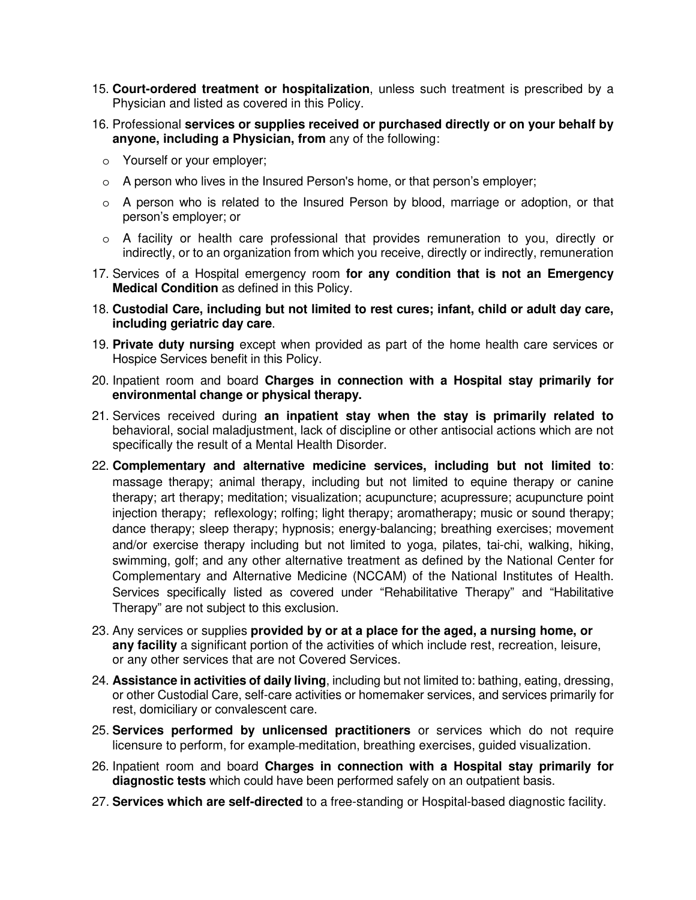15. **Court-ordered treatment or hospitalization**, unless such treatment is prescribed by a Physician and listed as covered in this Policy.
16. Professional **services or supplies received or purchased directly or on your behalf by anyone, including a Physician, from** any of the following:
    - Yourself or your employer;
    - A person who lives in the Insured Person's home, or that person's employer;
    - A person who is related to the Insured Person by blood, marriage or adoption, or that person's employer; or
    - A facility or health care professional that provides remuneration to you, directly or indirectly, or to an organization from which you receive, directly or indirectly, remuneration
17. Services of a Hospital emergency room **for any condition that is not an Emergency Medical Condition** as defined in this Policy.
18. **Custodial Care, including but not limited to rest cures; infant, child or adult day care, including geriatric day care**.
19. **Private duty nursing** except when provided as part of the home health care services or Hospice Services benefit in this Policy.
20. Inpatient room and board **Charges in connection with a Hospital stay primarily for environmental change or physical therapy.**
21. Services received during **an inpatient stay when the stay is primarily related to** behavioral, social maladjustment, lack of discipline or other antisocial actions which are not specifically the result of a Mental Health Disorder.
22. **Complementary and alternative medicine services, including but not limited to**: massage therapy; animal therapy, including but not limited to equine therapy or canine therapy; art therapy; meditation; visualization; acupuncture; acupressure; acupuncture point injection therapy; reflexology; rolfing; light therapy; aromatherapy; music or sound therapy; dance therapy; sleep therapy; hypnosis; energy-balancing; breathing exercises; movement and/or exercise therapy including but not limited to yoga, pilates, tai-chi, walking, hiking, swimming, golf; and any other alternative treatment as defined by the National Center for Complementary and Alternative Medicine (NCCAM) of the National Institutes of Health. Services specifically listed as covered under "Rehabilitative Therapy" and "Habilitative Therapy" are not subject to this exclusion.
23. Any services or supplies **provided by or at a place for the aged, a nursing home, or any facility** a significant portion of the activities of which include rest, recreation, leisure, or any other services that are not Covered Services.
24. **Assistance in activities of daily living**, including but not limited to: bathing, eating, dressing, or other Custodial Care, self-care activities or homemaker services, and services primarily for rest, domiciliary or convalescent care.
25. **Services performed by unlicensed practitioners** or services which do not require licensure to perform, for example-meditation, breathing exercises, guided visualization.
26. Inpatient room and board **Charges in connection with a Hospital stay primarily for diagnostic tests** which could have been performed safely on an outpatient basis.
27. **Services which are self-directed** to a free-standing or Hospital-based diagnostic facility.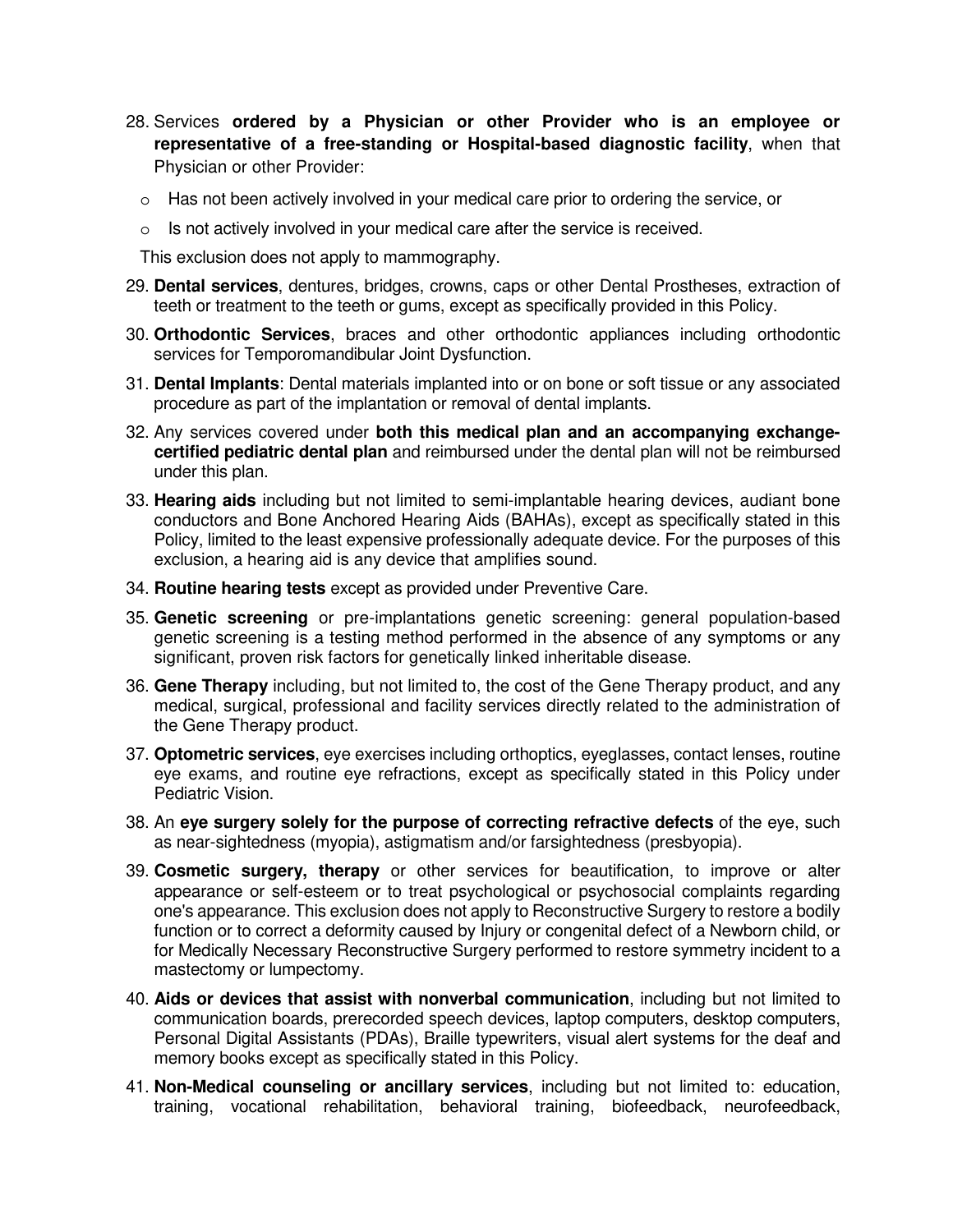28. Services **ordered by a Physician or other Provider who is an employee or representative of a free-standing or Hospital-based diagnostic facility**, when that Physician or other Provider:
    - Has not been actively involved in your medical care prior to ordering the service, or
    - Is not actively involved in your medical care after the service is received.

    This exclusion does not apply to mammography.
29. **Dental services**, dentures, bridges, crowns, caps or other Dental Prostheses, extraction of teeth or treatment to the teeth or gums, except as specifically provided in this Policy.
30. **Orthodontic Services**, braces and other orthodontic appliances including orthodontic services for Temporomandibular Joint Dysfunction.
31. **Dental Implants**: Dental materials implanted into or on bone or soft tissue or any associated procedure as part of the implantation or removal of dental implants.
32. Any services covered under **both this medical plan and an accompanying exchange-certified pediatric dental plan** and reimbursed under the dental plan will not be reimbursed under this plan.
33. **Hearing aids** including but not limited to semi-implantable hearing devices, audiant bone conductors and Bone Anchored Hearing Aids (BAHAs), except as specifically stated in this Policy, limited to the least expensive professionally adequate device. For the purposes of this exclusion, a hearing aid is any device that amplifies sound.
34. **Routine hearing tests** except as provided under Preventive Care.
35. **Genetic screening** or pre-implantations genetic screening: general population-based genetic screening is a testing method performed in the absence of any symptoms or any significant, proven risk factors for genetically linked inheritable disease.
36. **Gene Therapy** including, but not limited to, the cost of the Gene Therapy product, and any medical, surgical, professional and facility services directly related to the administration of the Gene Therapy product.
37. **Optometric services**, eye exercises including orthoptics, eyeglasses, contact lenses, routine eye exams, and routine eye refractions, except as specifically stated in this Policy under Pediatric Vision.
38. An **eye surgery solely for the purpose of correcting refractive defects** of the eye, such as near-sightedness (myopia), astigmatism and/or farsightedness (presbyopia).
39. **Cosmetic surgery, therapy** or other services for beautification, to improve or alter appearance or self-esteem or to treat psychological or psychosocial complaints regarding one's appearance. This exclusion does not apply to Reconstructive Surgery to restore a bodily function or to correct a deformity caused by Injury or congenital defect of a Newborn child, or for Medically Necessary Reconstructive Surgery performed to restore symmetry incident to a mastectomy or lumpectomy.
40. **Aids or devices that assist with nonverbal communication**, including but not limited to communication boards, prerecorded speech devices, laptop computers, desktop computers, Personal Digital Assistants (PDAs), Braille typewriters, visual alert systems for the deaf and memory books except as specifically stated in this Policy.
41. **Non-Medical counseling or ancillary services**, including but not limited to: education, training, vocational rehabilitation, behavioral training, biofeedback, neurofeedback,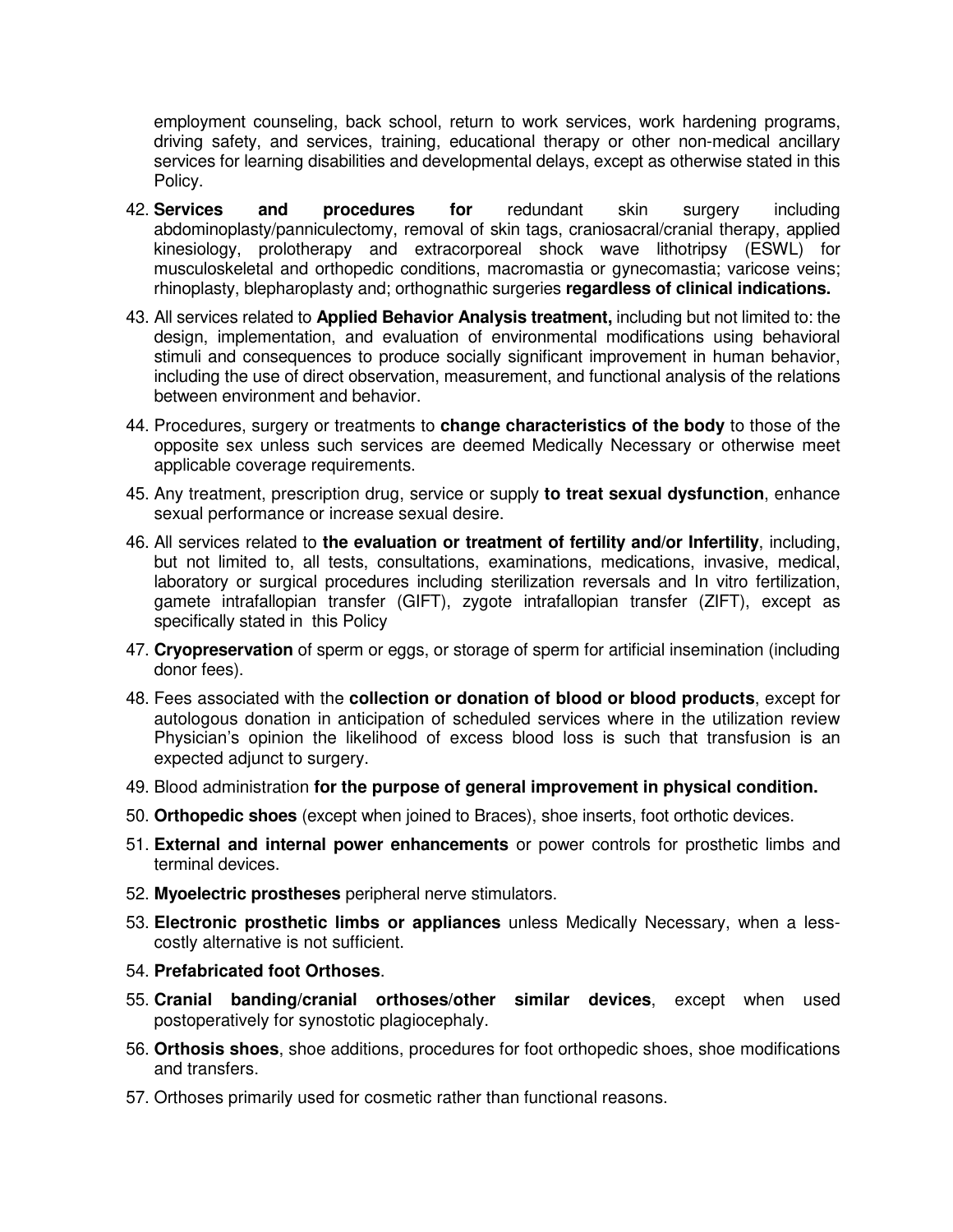employment counseling, back school, return to work services, work hardening programs, driving safety, and services, training, educational therapy or other non-medical ancillary services for learning disabilities and developmental delays, except as otherwise stated in this Policy.

42. **Services and procedures for** redundant skin surgery including abdominoplasty/panniculectomy, removal of skin tags, craniosacral/cranial therapy, applied kinesiology, prolotherapy and extracorporeal shock wave lithotripsy (ESWL) for musculoskeletal and orthopedic conditions, macromastia or gynecomastia; varicose veins; rhinoplasty, blepharoplasty and; orthognathic surgeries **regardless of clinical indications.**
43. All services related to **Applied Behavior Analysis treatment,** including but not limited to: the design, implementation, and evaluation of environmental modifications using behavioral stimuli and consequences to produce socially significant improvement in human behavior, including the use of direct observation, measurement, and functional analysis of the relations between environment and behavior.
44. Procedures, surgery or treatments to **change characteristics of the body** to those of the opposite sex unless such services are deemed Medically Necessary or otherwise meet applicable coverage requirements.
45. Any treatment, prescription drug, service or supply **to treat sexual dysfunction**, enhance sexual performance or increase sexual desire.
46. All services related to **the evaluation or treatment of fertility and/or Infertility**, including, but not limited to, all tests, consultations, examinations, medications, invasive, medical, laboratory or surgical procedures including sterilization reversals and In vitro fertilization, gamete intrafallopian transfer (GIFT), zygote intrafallopian transfer (ZIFT), except as specifically stated in this Policy
47. **Cryopreservation** of sperm or eggs, or storage of sperm for artificial insemination (including donor fees).
48. Fees associated with the **collection or donation of blood or blood products**, except for autologous donation in anticipation of scheduled services where in the utilization review Physician's opinion the likelihood of excess blood loss is such that transfusion is an expected adjunct to surgery.
49. Blood administration **for the purpose of general improvement in physical condition.**
50. **Orthopedic shoes** (except when joined to Braces), shoe inserts, foot orthotic devices.
51. **External and internal power enhancements** or power controls for prosthetic limbs and terminal devices.
52. **Myoelectric prostheses** peripheral nerve stimulators.
53. **Electronic prosthetic limbs or appliances** unless Medically Necessary, when a less-costly alternative is not sufficient.
54. **Prefabricated foot Orthoses**.
55. **Cranial banding/cranial orthoses/other similar devices**, except when used postoperatively for synostotic plagiocephaly.
56. **Orthosis shoes**, shoe additions, procedures for foot orthopedic shoes, shoe modifications and transfers.
57. Orthoses primarily used for cosmetic rather than functional reasons.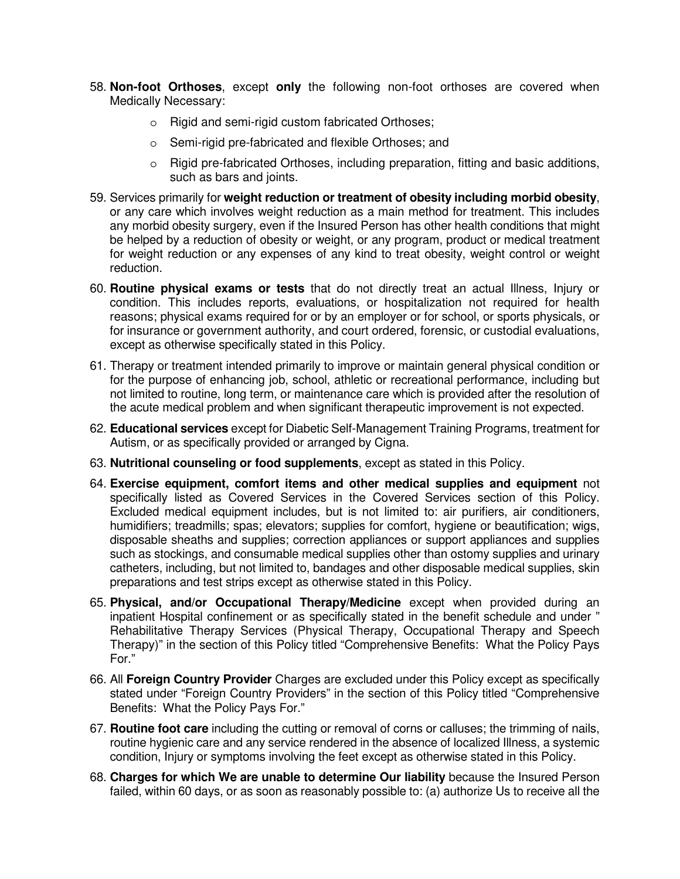58. **Non-foot Orthoses**, except **only** the following non-foot orthoses are covered when Medically Necessary:

    - Rigid and semi-rigid custom fabricated Orthoses;
    - Semi-rigid pre-fabricated and flexible Orthoses; and
    - Rigid pre-fabricated Orthoses, including preparation, fitting and basic additions, such as bars and joints.

59. Services primarily for **weight reduction or treatment of obesity including morbid obesity**, or any care which involves weight reduction as a main method for treatment. This includes any morbid obesity surgery, even if the Insured Person has other health conditions that might be helped by a reduction of obesity or weight, or any program, product or medical treatment for weight reduction or any expenses of any kind to treat obesity, weight control or weight reduction.

60. **Routine physical exams or tests** that do not directly treat an actual Illness, Injury or condition. This includes reports, evaluations, or hospitalization not required for health reasons; physical exams required for or by an employer or for school, or sports physicals, or for insurance or government authority, and court ordered, forensic, or custodial evaluations, except as otherwise specifically stated in this Policy.

61. Therapy or treatment intended primarily to improve or maintain general physical condition or for the purpose of enhancing job, school, athletic or recreational performance, including but not limited to routine, long term, or maintenance care which is provided after the resolution of the acute medical problem and when significant therapeutic improvement is not expected.

62. **Educational services** except for Diabetic Self-Management Training Programs, treatment for Autism, or as specifically provided or arranged by Cigna.

63. **Nutritional counseling or food supplements**, except as stated in this Policy.

64. **Exercise equipment, comfort items and other medical supplies and equipment** not specifically listed as Covered Services in the Covered Services section of this Policy. Excluded medical equipment includes, but is not limited to: air purifiers, air conditioners, humidifiers; treadmills; spas; elevators; supplies for comfort, hygiene or beautification; wigs, disposable sheaths and supplies; correction appliances or support appliances and supplies such as stockings, and consumable medical supplies other than ostomy supplies and urinary catheters, including, but not limited to, bandages and other disposable medical supplies, skin preparations and test strips except as otherwise stated in this Policy.

65. **Physical, and/or Occupational Therapy/Medicine** except when provided during an inpatient Hospital confinement or as specifically stated in the benefit schedule and under " Rehabilitative Therapy Services (Physical Therapy, Occupational Therapy and Speech Therapy)" in the section of this Policy titled "Comprehensive Benefits: What the Policy Pays For."

66. All **Foreign Country Provider** Charges are excluded under this Policy except as specifically stated under "Foreign Country Providers" in the section of this Policy titled "Comprehensive Benefits: What the Policy Pays For."

67. **Routine foot care** including the cutting or removal of corns or calluses; the trimming of nails, routine hygienic care and any service rendered in the absence of localized Illness, a systemic condition, Injury or symptoms involving the feet except as otherwise stated in this Policy.

68. **Charges for which We are unable to determine Our liability** because the Insured Person failed, within 60 days, or as soon as reasonably possible to: (a) authorize Us to receive all the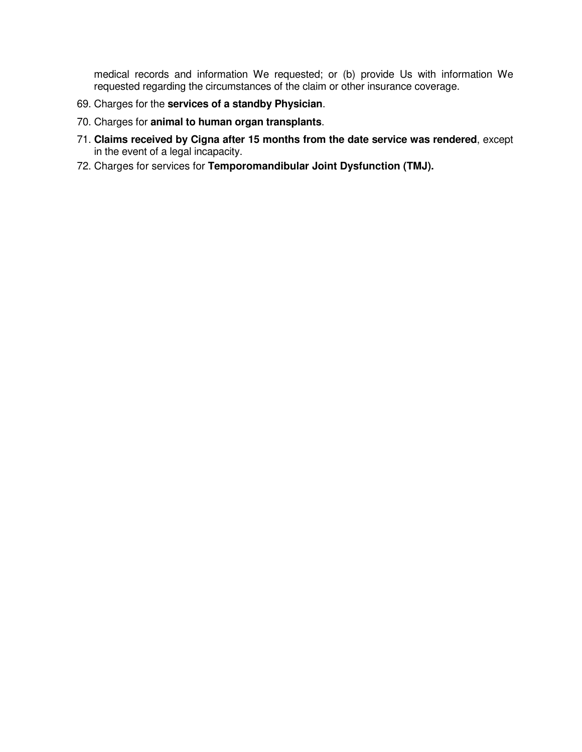medical records and information We requested; or (b) provide Us with information We requested regarding the circumstances of the claim or other insurance coverage.

69. Charges for the **services of a standby Physician**.
70. Charges for **animal to human organ transplants**.
71. **Claims received by Cigna after 15 months from the date service was rendered**, except in the event of a legal incapacity.
72. Charges for services for **Temporomandibular Joint Dysfunction (TMJ).**